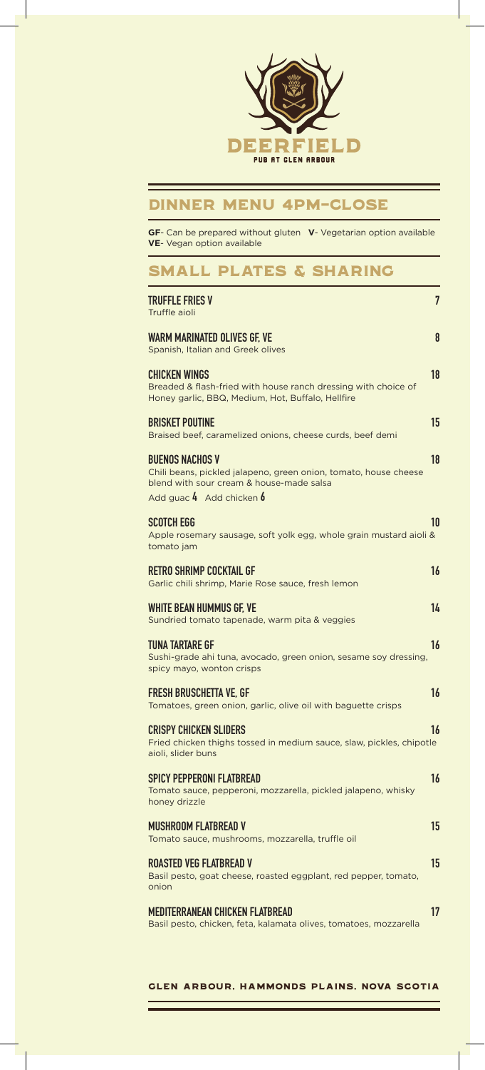# DEERFIELD

PUB AT GLEN ARBOUR

## DINNER MENU 4PM–CLOSE

**GF**- Can be prepared without gluten **V**- Vegetarian option available **VE**- Vegan option available

## SMALL PLATES & SHARING

**TRUFFLE FRIES V** — **7**
Truffle aioli

**WARM MARINATED OLIVES GF, VE** — **8**
Spanish, Italian and Greek olives

**CHICKEN WINGS** — **18**
Breaded & flash-fried with house ranch dressing with choice of Honey garlic, BBQ, Medium, Hot, Buffalo, Hellfire

**BRISKET POUTINE** — **15**
Braised beef, caramelized onions, cheese curds, beef demi

**BUENOS NACHOS V** — **18**
Chili beans, pickled jalapeno, green onion, tomato, house cheese blend with sour cream & house-made salsa
Add guac **4** Add chicken **6**

**SCOTCH EGG** — **10**
Apple rosemary sausage, soft yolk egg, whole grain mustard aioli & tomato jam

**RETRO SHRIMP COCKTAIL GF** — **16**
Garlic chili shrimp, Marie Rose sauce, fresh lemon

**WHITE BEAN HUMMUS GF, VE** — **14**
Sundried tomato tapenade, warm pita & veggies

**TUNA TARTARE GF** — **16**
Sushi-grade ahi tuna, avocado, green onion, sesame soy dressing, spicy mayo, wonton crisps

**FRESH BRUSCHETTA VE, GF** — **16**
Tomatoes, green onion, garlic, olive oil with baguette crisps

**CRISPY CHICKEN SLIDERS** — **16**
Fried chicken thighs tossed in medium sauce, slaw, pickles, chipotle aioli, slider buns

**SPICY PEPPERONI FLATBREAD** — **16**
Tomato sauce, pepperoni, mozzarella, pickled jalapeno, whisky honey drizzle

**MUSHROOM FLATBREAD V** — **15**
Tomato sauce, mushrooms, mozzarella, truffle oil

**ROASTED VEG FLATBREAD V** — **15**
Basil pesto, goat cheese, roasted eggplant, red pepper, tomato, onion

**MEDITERRANEAN CHICKEN FLATBREAD** — **17**
Basil pesto, chicken, feta, kalamata olives, tomatoes, mozzarella

GLEN ARBOUR, HAMMONDS PLAINS, NOVA SCOTIA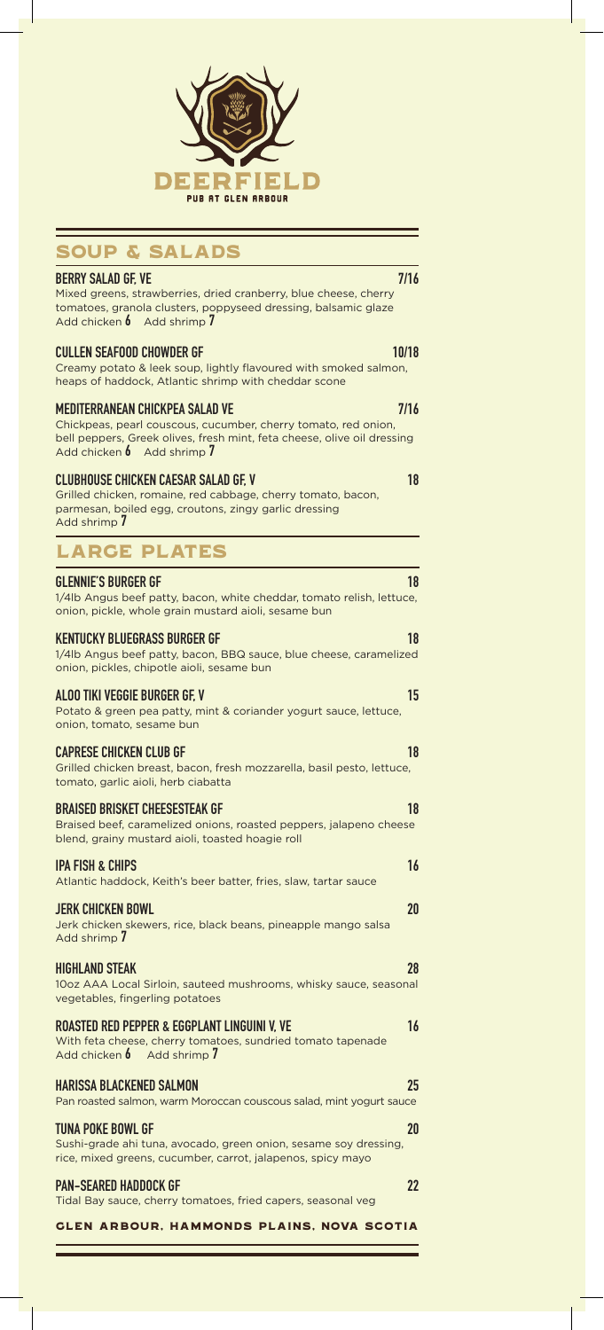# DEERFIELD

PUB AT GLEN ARBOUR

## SOUP & SALADS

**BERRY SALAD GF, VE** — **7/16**
Mixed greens, strawberries, dried cranberry, blue cheese, cherry tomatoes, granola clusters, poppyseed dressing, balsamic glaze
Add chicken **6** Add shrimp **7**

**CULLEN SEAFOOD CHOWDER GF** — **10/18**
Creamy potato & leek soup, lightly flavoured with smoked salmon, heaps of haddock, Atlantic shrimp with cheddar scone

**MEDITERRANEAN CHICKPEA SALAD VE** — **7/16**
Chickpeas, pearl couscous, cucumber, cherry tomato, red onion, bell peppers, Greek olives, fresh mint, feta cheese, olive oil dressing
Add chicken **6** Add shrimp **7**

**CLUBHOUSE CHICKEN CAESAR SALAD GF, V** — **18**
Grilled chicken, romaine, red cabbage, cherry tomato, bacon, parmesan, boiled egg, croutons, zingy garlic dressing
Add shrimp **7**

## LARGE PLATES

**GLENNIE'S BURGER GF** — **18**
1/4lb Angus beef patty, bacon, white cheddar, tomato relish, lettuce, onion, pickle, whole grain mustard aioli, sesame bun

**KENTUCKY BLUEGRASS BURGER GF** — **18**
1/4lb Angus beef patty, bacon, BBQ sauce, blue cheese, caramelized onion, pickles, chipotle aioli, sesame bun

**ALOO TIKI VEGGIE BURGER GF, V** — **15**
Potato & green pea patty, mint & coriander yogurt sauce, lettuce, onion, tomato, sesame bun

**CAPRESE CHICKEN CLUB GF** — **18**
Grilled chicken breast, bacon, fresh mozzarella, basil pesto, lettuce, tomato, garlic aioli, herb ciabatta

**BRAISED BRISKET CHEESESTEAK GF** — **18**
Braised beef, caramelized onions, roasted peppers, jalapeno cheese blend, grainy mustard aioli, toasted hoagie roll

**IPA FISH & CHIPS** — **16**
Atlantic haddock, Keith's beer batter, fries, slaw, tartar sauce

**JERK CHICKEN BOWL** — **20**
Jerk chicken skewers, rice, black beans, pineapple mango salsa
Add shrimp **7**

**HIGHLAND STEAK** — **28**
10oz AAA Local Sirloin, sauteed mushrooms, whisky sauce, seasonal vegetables, fingerling potatoes

**ROASTED RED PEPPER & EGGPLANT LINGUINI V, VE** — **16**
With feta cheese, cherry tomatoes, sundried tomato tapenade
Add chicken **6** Add shrimp **7**

**HARISSA BLACKENED SALMON** — **25**
Pan roasted salmon, warm Moroccan couscous salad, mint yogurt sauce

**TUNA POKE BOWL GF** — **20**
Sushi-grade ahi tuna, avocado, green onion, sesame soy dressing, rice, mixed greens, cucumber, carrot, jalapenos, spicy mayo

**PAN-SEARED HADDOCK GF** — **22**
Tidal Bay sauce, cherry tomatoes, fried capers, seasonal veg

GLEN ARBOUR, HAMMONDS PLAINS, NOVA SCOTIA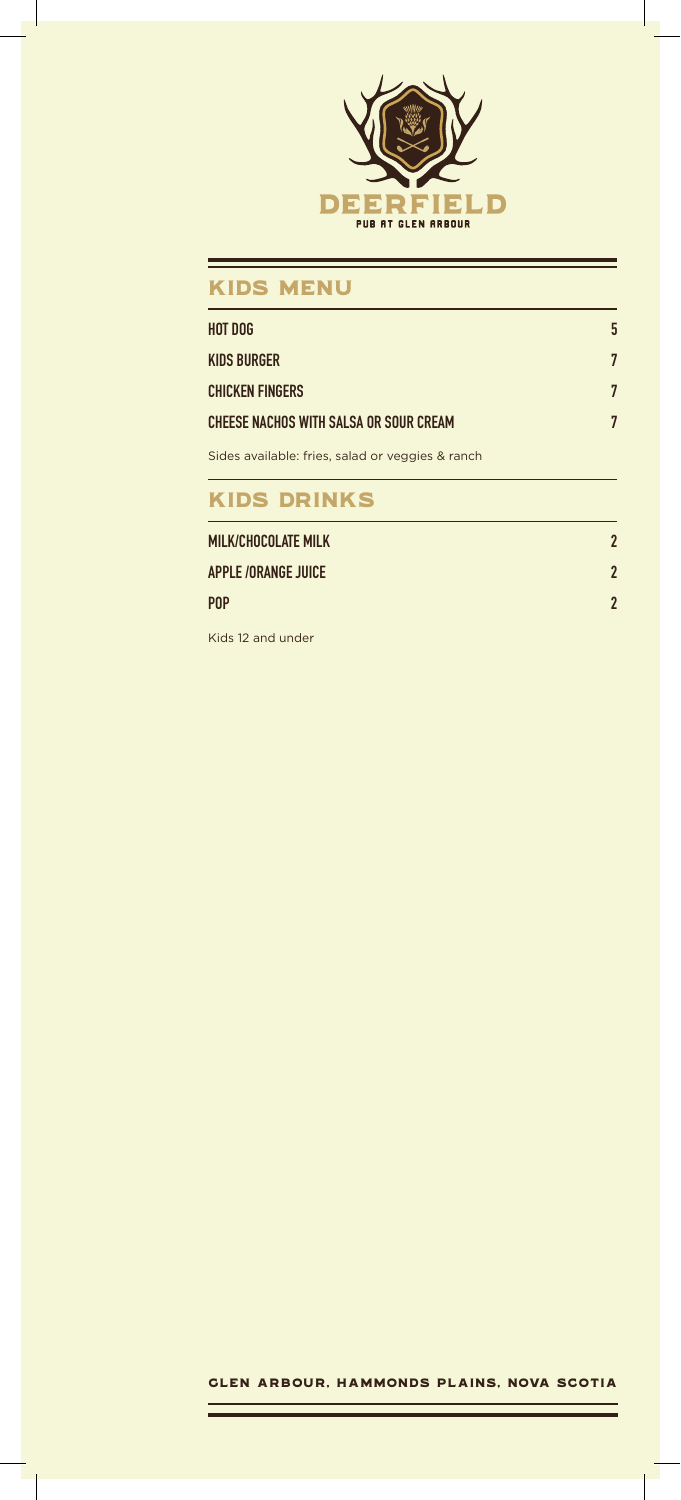DEERFIELD

PUB AT GLEN ARBOUR

## KIDS MENU

| | |
|---|---|
| HOT DOG | 5 |
| KIDS BURGER | 7 |
| CHICKEN FINGERS | 7 |
| CHEESE NACHOS WITH SALSA OR SOUR CREAM | 7 |

Sides available: fries, salad or veggies & ranch

## KIDS DRINKS

| | |
|---|---|
| MILK/CHOCOLATE MILK | 2 |
| APPLE /ORANGE JUICE | 2 |
| POP | 2 |

Kids 12 and under

GLEN ARBOUR, HAMMONDS PLAINS, NOVA SCOTIA